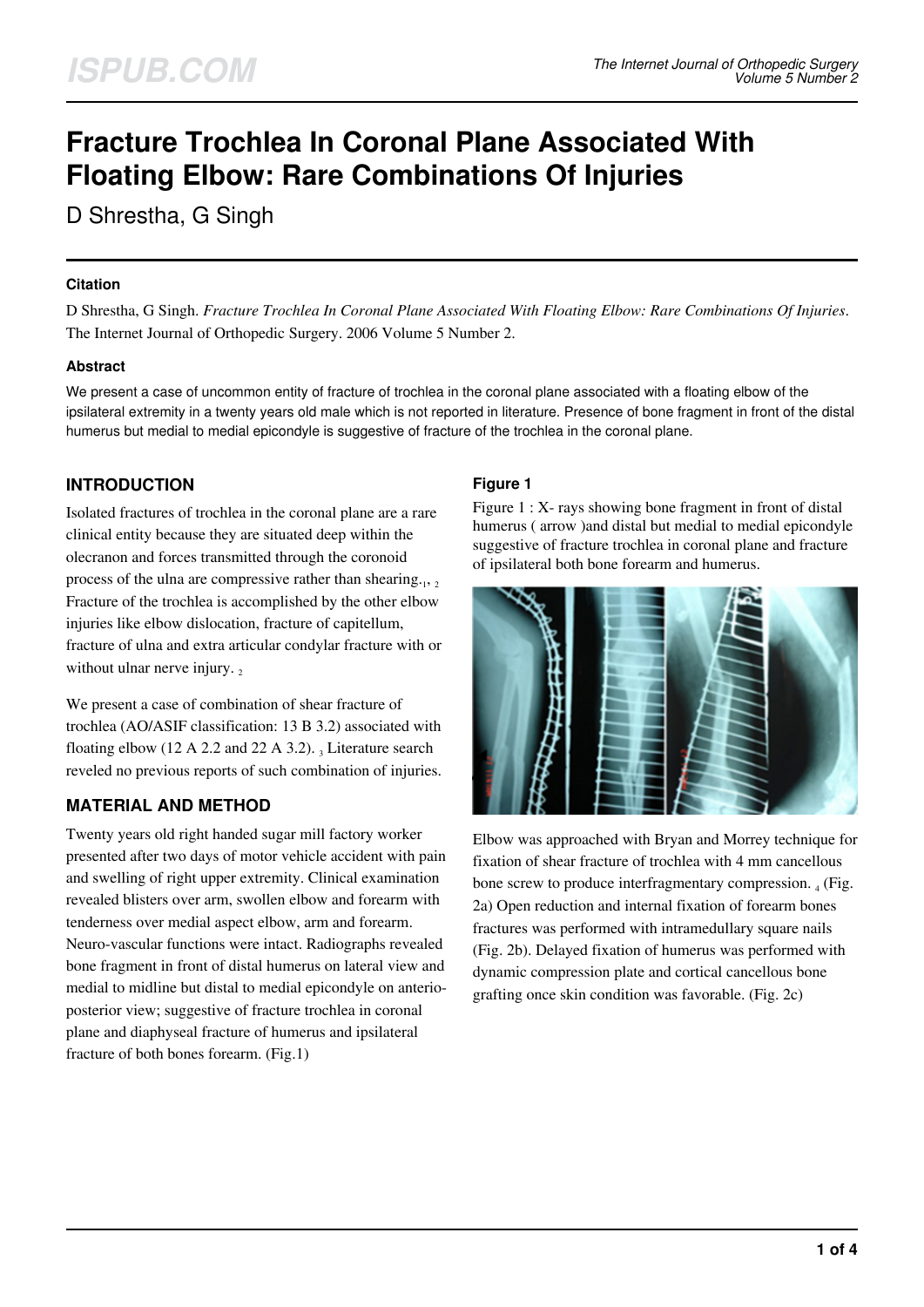# Fracture Trochlea In Coronal Plane Associated With Floating Elbow: Rare Combinations Of Injuries

D Shrestha, G Singh

### Citation

D Shrestha, G Singh. *Fracture Trochlea In Coronal Plane Associated With Floating Elbow: Rare Combinations Of Injuries*. The Internet Journal of Orthopedic Surgery. 2006 Volume 5 Number 2.

### Abstract

We present a case of uncommon entity of fracture of trochlea in the coronal plane associated with a floating elbow of the ipsilateral extremity in a twenty years old male which is not reported in literature. Presence of bone fragment in front of the distal humerus but medial to medial epicondyle is suggestive of fracture of the trochlea in the coronal plane.

## INTRODUCTION

Isolated fractures of trochlea in the coronal plane are a rare clinical entity because they are situated deep within the olecranon and forces transmitted through the coronoid process of the ulna are compressive rather than shearing.[1, 2] Fracture of the trochlea is accomplished by the other elbow injuries like elbow dislocation, fracture of capitellum, fracture of ulna and extra articular condylar fracture with or without ulnar nerve injury. [2]

We present a case of combination of shear fracture of trochlea (AO/ASIF classification: 13 B 3.2) associated with floating elbow (12 A 2.2 and 22 A 3.2). [3] Literature search reveled no previous reports of such combination of injuries.

## MATERIAL AND METHOD

Twenty years old right handed sugar mill factory worker presented after two days of motor vehicle accident with pain and swelling of right upper extremity. Clinical examination revealed blisters over arm, swollen elbow and forearm with tenderness over medial aspect elbow, arm and forearm. Neuro-vascular functions were intact. Radiographs revealed bone fragment in front of distal humerus on lateral view and medial to midline but distal to medial epicondyle on anterio-posterior view; suggestive of fracture trochlea in coronal plane and diaphyseal fracture of humerus and ipsilateral fracture of both bones forearm. (Fig.1)

### Figure 1

Figure 1 : X- rays showing bone fragment in front of distal humerus ( arrow )and distal but medial to medial epicondyle suggestive of fracture trochlea in coronal plane and fracture of ipsilateral both bone forearm and humerus.

Elbow was approached with Bryan and Morrey technique for fixation of shear fracture of trochlea with 4 mm cancellous bone screw to produce interfragmentary compression. [4] (Fig. 2a) Open reduction and internal fixation of forearm bones fractures was performed with intramedullary square nails (Fig. 2b). Delayed fixation of humerus was performed with dynamic compression plate and cortical cancellous bone grafting once skin condition was favorable. (Fig. 2c)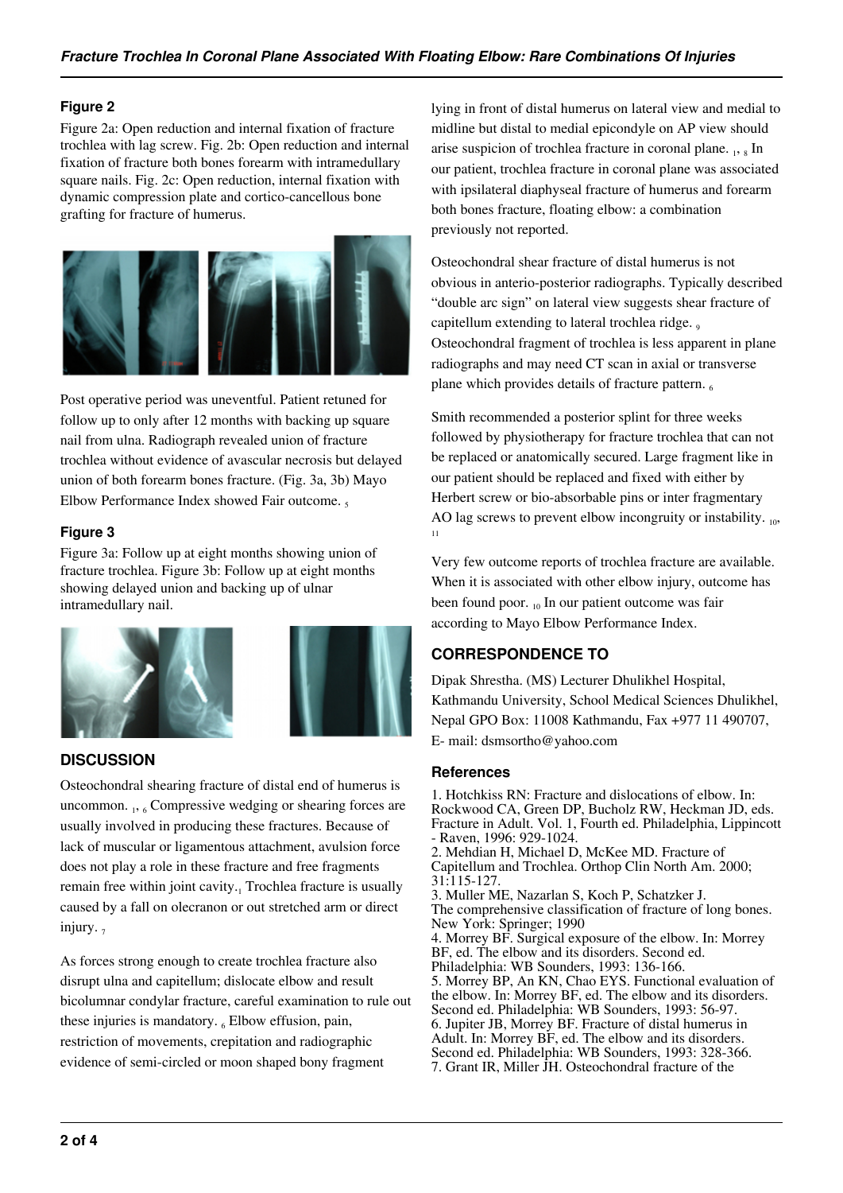## Figure 2

Figure 2a: Open reduction and internal fixation of fracture trochlea with lag screw. Fig. 2b: Open reduction and internal fixation of fracture both bones forearm with intramedullary square nails. Fig. 2c: Open reduction, internal fixation with dynamic compression plate and cortico-cancellous bone grafting for fracture of humerus.

Post operative period was uneventful. Patient retuned for follow up to only after 12 months with backing up square nail from ulna. Radiograph revealed union of fracture trochlea without evidence of avascular necrosis but delayed union of both forearm bones fracture. (Fig. 3a, 3b) Mayo Elbow Performance Index showed Fair outcome. [5]

## Figure 3

Figure 3a: Follow up at eight months showing union of fracture trochlea. Figure 3b: Follow up at eight months showing delayed union and backing up of ulnar intramedullary nail.

## DISCUSSION

Osteochondral shearing fracture of distal end of humerus is uncommon. [1, 6] Compressive wedging or shearing forces are usually involved in producing these fractures. Because of lack of muscular or ligamentous attachment, avulsion force does not play a role in these fracture and free fragments remain free within joint cavity.[1] Trochlea fracture is usually caused by a fall on olecranon or out stretched arm or direct injury. [7]

As forces strong enough to create trochlea fracture also disrupt ulna and capitellum; dislocate elbow and result bicolumnar condylar fracture, careful examination to rule out these injuries is mandatory. [6] Elbow effusion, pain, restriction of movements, crepitation and radiographic evidence of semi-circled or moon shaped bony fragment lying in front of distal humerus on lateral view and medial to midline but distal to medial epicondyle on AP view should arise suspicion of trochlea fracture in coronal plane. [1, 8] In our patient, trochlea fracture in coronal plane was associated with ipsilateral diaphyseal fracture of humerus and forearm both bones fracture, floating elbow: a combination previously not reported.

Osteochondral shear fracture of distal humerus is not obvious in anterio-posterior radiographs. Typically described "double arc sign" on lateral view suggests shear fracture of capitellum extending to lateral trochlea ridge. [9] Osteochondral fragment of trochlea is less apparent in plane radiographs and may need CT scan in axial or transverse plane which provides details of fracture pattern. [6]

Smith recommended a posterior splint for three weeks followed by physiotherapy for fracture trochlea that can not be replaced or anatomically secured. Large fragment like in our patient should be replaced and fixed with either by Herbert screw or bio-absorbable pins or inter fragmentary AO lag screws to prevent elbow incongruity or instability. [10, 11]

Very few outcome reports of trochlea fracture are available. When it is associated with other elbow injury, outcome has been found poor. [10] In our patient outcome was fair according to Mayo Elbow Performance Index.

## CORRESPONDENCE TO

Dipak Shrestha. (MS) Lecturer Dhulikhel Hospital, Kathmandu University, School Medical Sciences Dhulikhel, Nepal GPO Box: 11008 Kathmandu, Fax +977 11 490707, E- mail: dsmsortho@yahoo.com

### References

1. Hotchkiss RN: Fracture and dislocations of elbow. In: Rockwood CA, Green DP, Bucholz RW, Heckman JD, eds. Fracture in Adult. Vol. 1, Fourth ed. Philadelphia, Lippincott - Raven, 1996: 929-1024.
2. Mehdian H, Michael D, McKee MD. Fracture of Capitellum and Trochlea. Orthop Clin North Am. 2000; 31:115-127.
3. Muller ME, Nazarlan S, Koch P, Schatzker J. The comprehensive classification of fracture of long bones. New York: Springer; 1990
4. Morrey BF. Surgical exposure of the elbow. In: Morrey BF, ed. The elbow and its disorders. Second ed. Philadelphia: WB Sounders, 1993: 136-166.
5. Morrey BP, An KN, Chao EYS. Functional evaluation of the elbow. In: Morrey BF, ed. The elbow and its disorders. Second ed. Philadelphia: WB Sounders, 1993: 56-97.
6. Jupiter JB, Morrey BF. Fracture of distal humerus in Adult. In: Morrey BF, ed. The elbow and its disorders. Second ed. Philadelphia: WB Sounders, 1993: 328-366.
7. Grant IR, Miller JH. Osteochondral fracture of the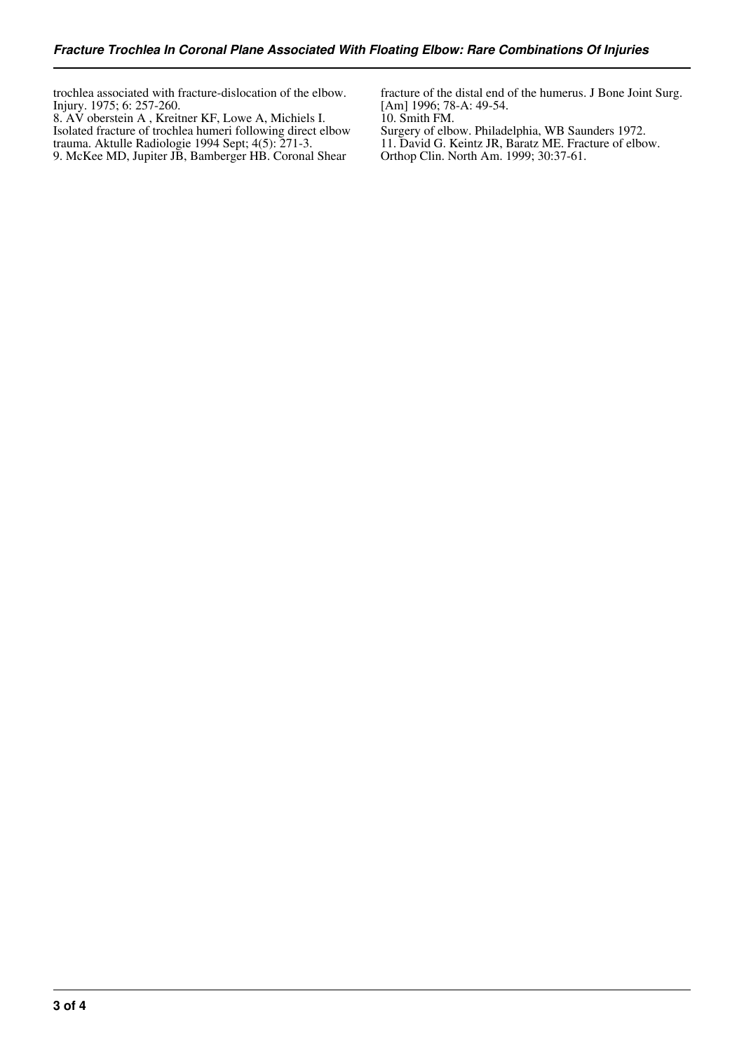trochlea associated with fracture-dislocation of the elbow. Injury. 1975; 6: 257-260.

8. AV oberstein A , Kreitner KF, Lowe A, Michiels I. Isolated fracture of trochlea humeri following direct elbow trauma. Aktulle Radiologie 1994 Sept; 4(5): 271-3.

9. McKee MD, Jupiter JB, Bamberger HB. Coronal Shear fracture of the distal end of the humerus. J Bone Joint Surg. [Am] 1996; 78-A: 49-54.

10. Smith FM.
Surgery of elbow. Philadelphia, WB Saunders 1972.

11. David G. Keintz JR, Baratz ME. Fracture of elbow. Orthop Clin. North Am. 1999; 30:37-61.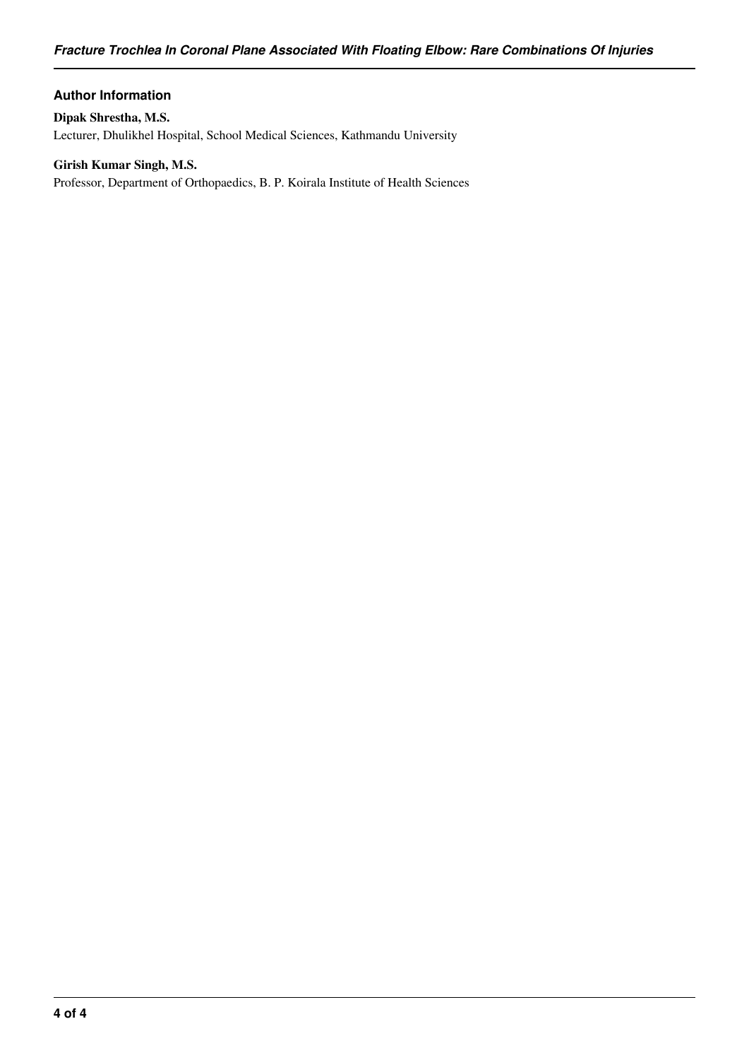## Author Information

**Dipak Shrestha, M.S.**

Lecturer, Dhulikhel Hospital, School Medical Sciences, Kathmandu University

**Girish Kumar Singh, M.S.**

Professor, Department of Orthopaedics, B. P. Koirala Institute of Health Sciences